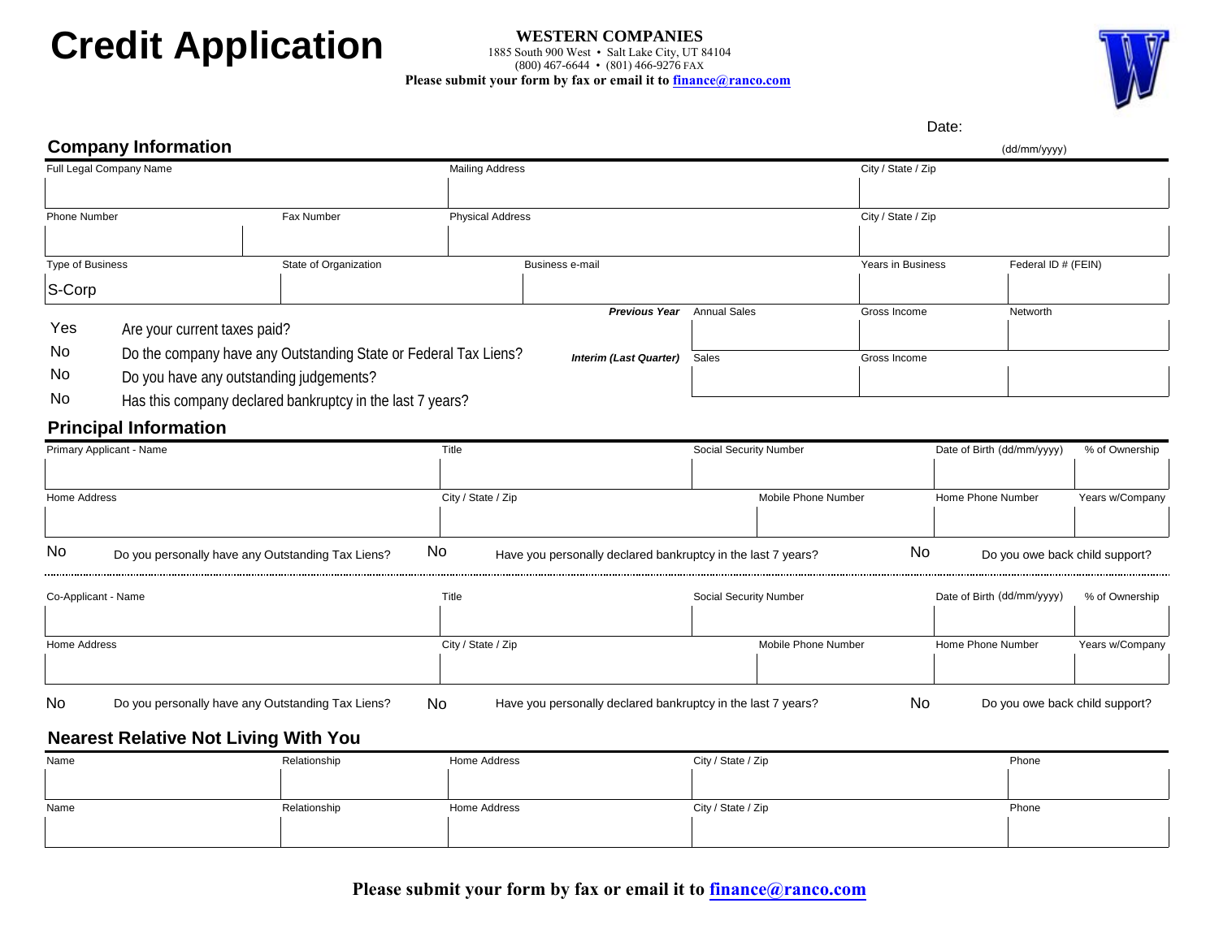# Credit Application

**WESTERN COMPANIES**
1885 South 900 West • Salt Lake City, UT 84104
(800) 467-6644 • (801) 466-9276 FAX
**Please submit your form by fax or email it to finance@ranco.com**

Date:
(dd/mm/yyyy)

## Company Information

| Full Legal Company Name | Mailing Address | City / State / Zip |
|---|---|---|
| | | |

| Phone Number | Fax Number | Physical Address | City / State / Zip |
|---|---|---|---|
| | | | |

| Type of Business | State of Organization | Business e-mail | Years in Business | Federal ID # (FEIN) |
|---|---|---|---|---|
| S-Corp | | | | |

Yes — Are your current taxes paid?
No — Do the company have any Outstanding State or Federal Tax Liens?
No — Do you have any outstanding judgements?
No — Has this company declared bankruptcy in the last 7 years?

| | | | |
|---|---|---|---|
| ***Previous Year*** | Annual Sales | Gross Income | Networth |
| | | | |
| ***Interim (Last Quarter)*** | Sales | Gross Income | |
| | | | |

## Principal Information

| Primary Applicant - Name | Title | Social Security Number | Date of Birth (dd/mm/yyyy) | % of Ownership |
|---|---|---|---|---|
| | | | | |

| Home Address | City / State / Zip | Mobile Phone Number | Home Phone Number | Years w/Company |
|---|---|---|---|---|
| | | | | |

No — Do you personally have any Outstanding Tax Liens?
No — Have you personally declared bankruptcy in the last 7 years?
No — Do you owe back child support?

| Co-Applicant - Name | Title | Social Security Number | Date of Birth (dd/mm/yyyy) | % of Ownership |
|---|---|---|---|---|
| | | | | |

| Home Address | City / State / Zip | Mobile Phone Number | Home Phone Number | Years w/Company |
|---|---|---|---|---|
| | | | | |

No — Do you personally have any Outstanding Tax Liens?
No — Have you personally declared bankruptcy in the last 7 years?
No — Do you owe back child support?

## Nearest Relative Not Living With You

| Name | Relationship | Home Address | City / State / Zip | Phone |
|---|---|---|---|---|
| | | | | |

| Name | Relationship | Home Address | City / State / Zip | Phone |
|---|---|---|---|---|
| | | | | |

**Please submit your form by fax or email it to finance@ranco.com**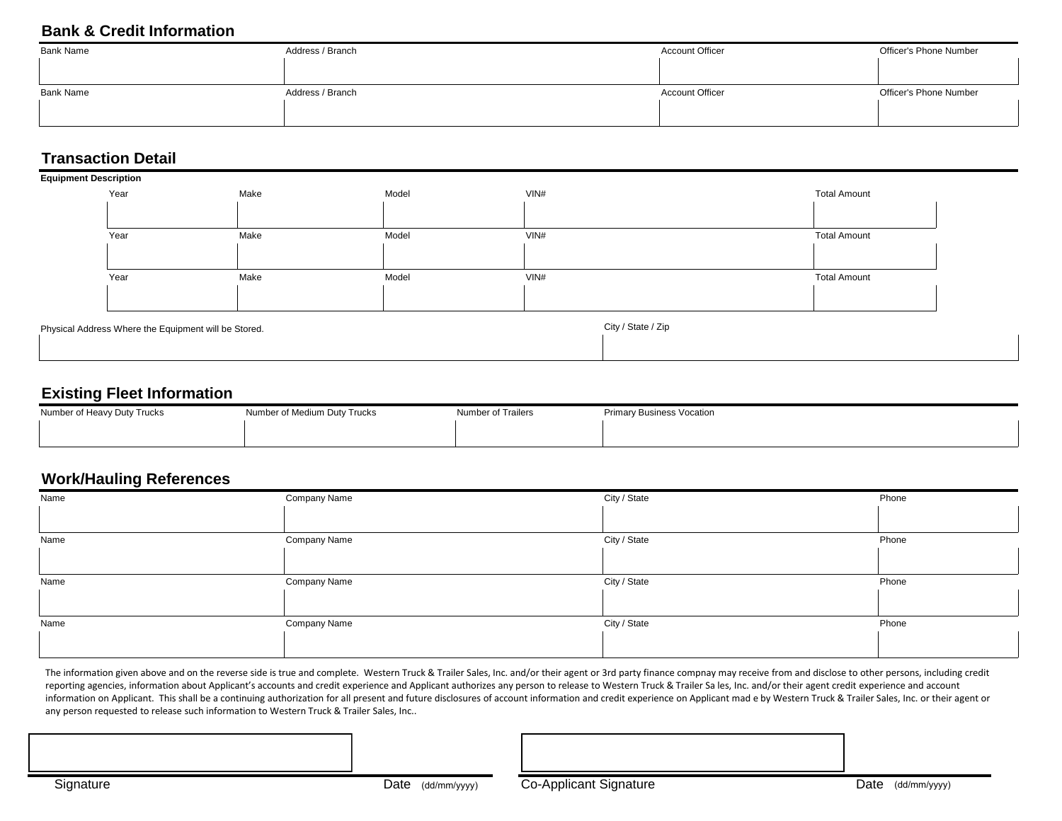## Bank & Credit Information

| Bank Name | Address / Branch | Account Officer | Officer's Phone Number |
| --- | --- | --- | --- |
| | | | |
| Bank Name | Address / Branch | Account Officer | Officer's Phone Number |
| | | | |

## Transaction Detail

**Equipment Description**

| Year | Make | Model | VIN# | Total Amount |
| --- | --- | --- | --- | --- |
| | | | | |
| Year | Make | Model | VIN# | Total Amount |
| | | | | |
| Year | Make | Model | VIN# | Total Amount |
| | | | | |

| Physical Address Where the Equipment will be Stored. | City / State / Zip |
| --- | --- |
| | |

## Existing Fleet Information

| Number of Heavy Duty Trucks | Number of Medium Duty Trucks | Number of Trailers | Primary Business Vocation |
| --- | --- | --- | --- |
| | | | |

## Work/Hauling References

| Name | Company Name | City / State | Phone |
| --- | --- | --- | --- |
| | | | |
| Name | Company Name | City / State | Phone |
| | | | |
| Name | Company Name | City / State | Phone |
| | | | |
| Name | Company Name | City / State | Phone |
| | | | |

The information given above and on the reverse side is true and complete. Western Truck & Trailer Sales, Inc. and/or their agent or 3rd party finance compnay may receive from and disclose to other persons, including credit reporting agencies, information about Applicant's accounts and credit experience and Applicant authorizes any person to release to Western Truck & Trailer Sa les, Inc. and/or their agent credit experience and account information on Applicant. This shall be a continuing authorization for all present and future disclosures of account information and credit experience on Applicant mad e by Western Truck & Trailer Sales, Inc. or their agent or any person requested to release such information to Western Truck & Trailer Sales, Inc..

Signature Date (dd/mm/yyyy)

Co-Applicant Signature Date (dd/mm/yyyy)